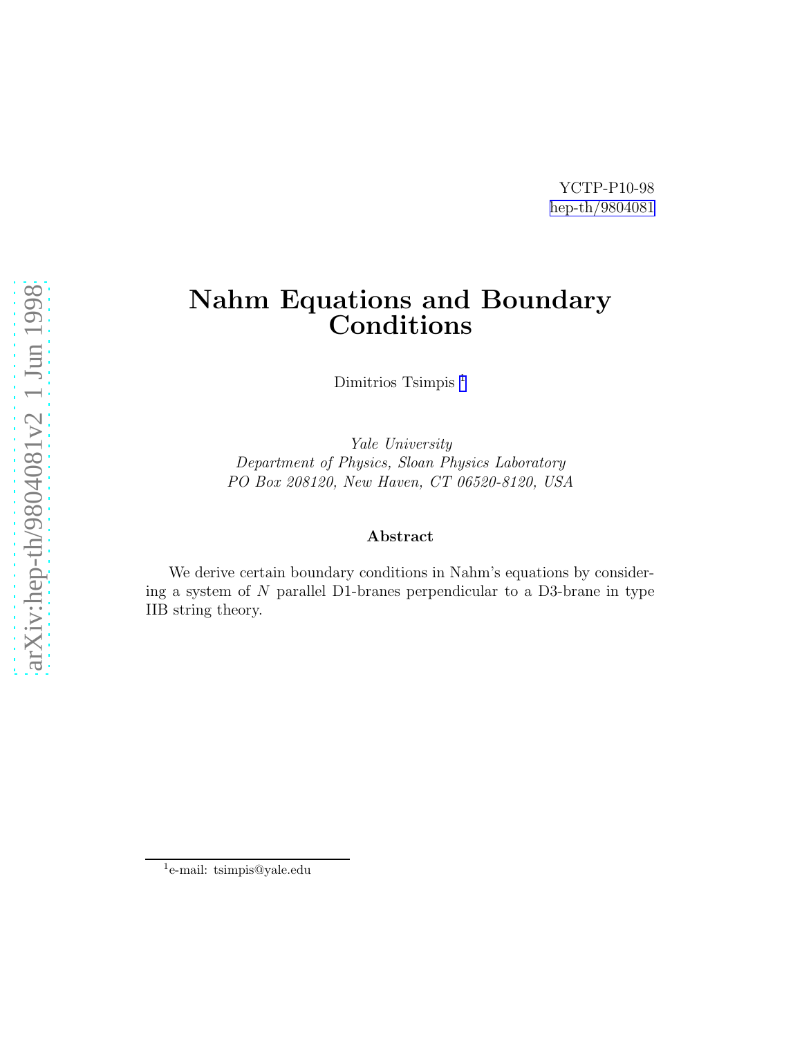YCTP-P10-98
hep-th/9804081

# Nahm Equations and Boundary Conditions

Dimitrios Tsimpis [1]

*Yale University*
*Department of Physics, Sloan Physics Laboratory*
*PO Box 208120, New Haven, CT 06520-8120, USA*

### Abstract

We derive certain boundary conditions in Nahm's equations by considering a system of $N$ parallel D1-branes perpendicular to a D3-brane in type IIB string theory.

[1] e-mail: tsimpis@yale.edu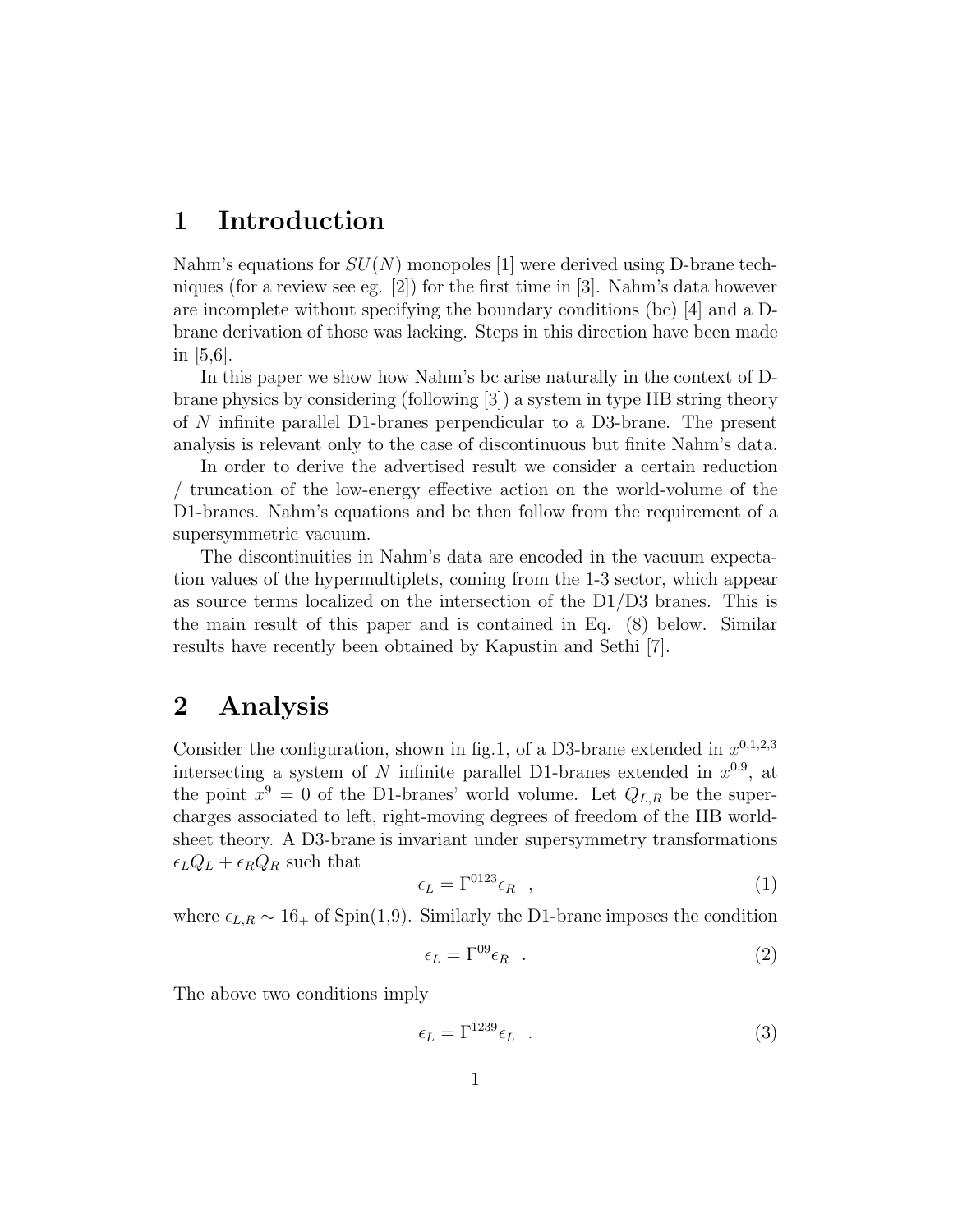# 1 Introduction

Nahm's equations for $SU(N)$ monopoles [1] were derived using D-brane techniques (for a review see eg. [2]) for the first time in [3]. Nahm's data however are incomplete without specifying the boundary conditions (bc) [4] and a D-brane derivation of those was lacking. Steps in this direction have been made in [5,6].

In this paper we show how Nahm's bc arise naturally in the context of D-brane physics by considering (following [3]) a system in type IIB string theory of $N$ infinite parallel D1-branes perpendicular to a D3-brane. The present analysis is relevant only to the case of discontinuous but finite Nahm's data.

In order to derive the advertised result we consider a certain reduction / truncation of the low-energy effective action on the world-volume of the D1-branes. Nahm's equations and bc then follow from the requirement of a supersymmetric vacuum.

The discontinuities in Nahm's data are encoded in the vacuum expectation values of the hypermultiplets, coming from the 1-3 sector, which appear as source terms localized on the intersection of the D1/D3 branes. This is the main result of this paper and is contained in Eq. (8) below. Similar results have recently been obtained by Kapustin and Sethi [7].

# 2 Analysis

Consider the configuration, shown in fig.1, of a D3-brane extended in $x^{0,1,2,3}$ intersecting a system of $N$ infinite parallel D1-branes extended in $x^{0,9}$, at the point $x^9 = 0$ of the D1-branes' world volume. Let $Q_{L,R}$ be the supercharges associated to left, right-moving degrees of freedom of the IIB worldsheet theory. A D3-brane is invariant under supersymmetry transformations $\epsilon_L Q_L + \epsilon_R Q_R$ such that

$$\epsilon_L = \Gamma^{0123}\epsilon_R \quad , \tag{1}$$

where $\epsilon_{L,R} \sim 16_+$ of Spin(1,9). Similarly the D1-brane imposes the condition

$$\epsilon_L = \Gamma^{09}\epsilon_R \quad . \tag{2}$$

The above two conditions imply

$$\epsilon_L = \Gamma^{1239}\epsilon_L \quad . \tag{3}$$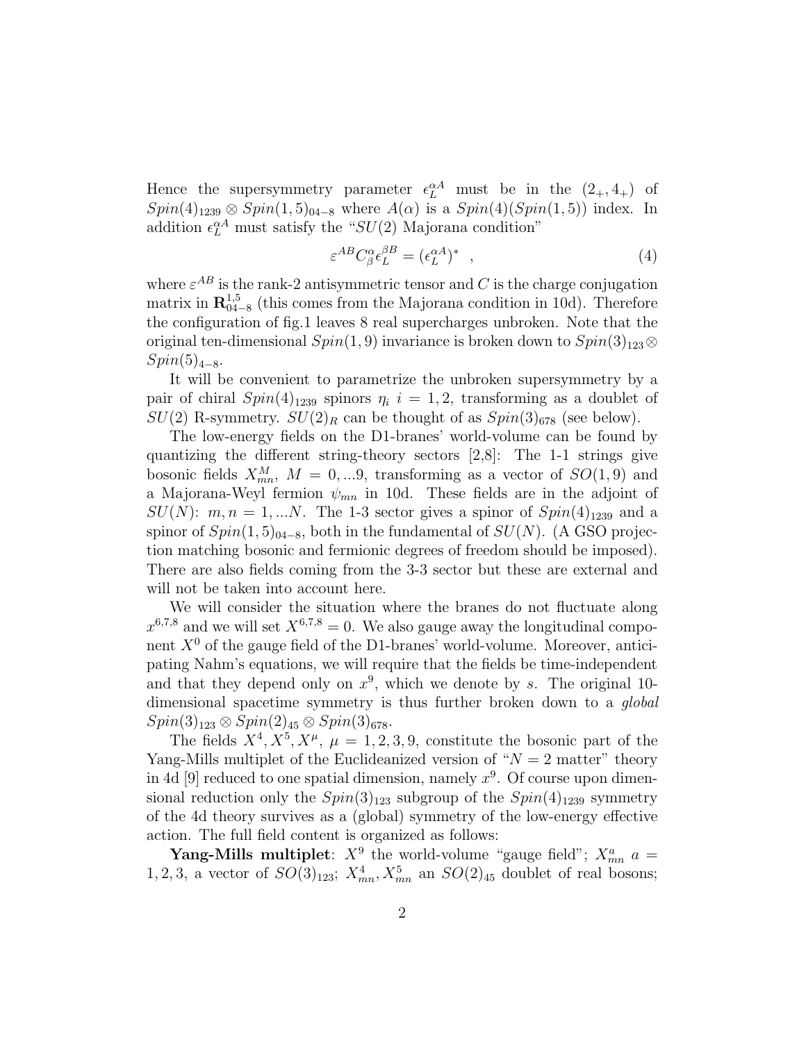Hence the supersymmetry parameter $\epsilon_L^{\alpha A}$ must be in the $(2_+, 4_+)$ of $Spin(4)_{1239} \otimes Spin(1,5)_{04-8}$ where $A(\alpha)$ is a $Spin(4)(Spin(1,5))$ index. In addition $\epsilon_L^{\alpha A}$ must satisfy the "$SU(2)$ Majorana condition"

$$\varepsilon^{AB} C^{\alpha}_{\beta} \epsilon_L^{\beta B} = (\epsilon_L^{\alpha A})^* \quad , \tag{4}$$

where $\varepsilon^{AB}$ is the rank-2 antisymmetric tensor and $C$ is the charge conjugation matrix in $\mathbf{R}^{1,5}_{04-8}$ (this comes from the Majorana condition in 10d). Therefore the configuration of fig.1 leaves 8 real supercharges unbroken. Note that the original ten-dimensional $Spin(1,9)$ invariance is broken down to $Spin(3)_{123} \otimes Spin(5)_{4-8}$.

It will be convenient to parametrize the unbroken supersymmetry by a pair of chiral $Spin(4)_{1239}$ spinors $\eta_i$ $i = 1,2$, transforming as a doublet of $SU(2)$ R-symmetry. $SU(2)_R$ can be thought of as $Spin(3)_{678}$ (see below).

The low-energy fields on the D1-branes' world-volume can be found by quantizing the different string-theory sectors [2,8]: The 1-1 strings give bosonic fields $X^M_{mn}$, $M = 0, ...9$, transforming as a vector of $SO(1,9)$ and a Majorana-Weyl fermion $\psi_{mn}$ in 10d. These fields are in the adjoint of $SU(N)$: $m, n = 1, ...N$. The 1-3 sector gives a spinor of $Spin(4)_{1239}$ and a spinor of $Spin(1,5)_{04-8}$, both in the fundamental of $SU(N)$. (A GSO projection matching bosonic and fermionic degrees of freedom should be imposed). There are also fields coming from the 3-3 sector but these are external and will not be taken into account here.

We will consider the situation where the branes do not fluctuate along $x^{6,7,8}$ and we will set $X^{6,7,8} = 0$. We also gauge away the longitudinal component $X^0$ of the gauge field of the D1-branes' world-volume. Moreover, anticipating Nahm's equations, we will require that the fields be time-independent and that they depend only on $x^9$, which we denote by $s$. The original 10-dimensional spacetime symmetry is thus further broken down to a *global* $Spin(3)_{123} \otimes Spin(2)_{45} \otimes Spin(3)_{678}$.

The fields $X^4, X^5, X^\mu$, $\mu = 1,2,3,9$, constitute the bosonic part of the Yang-Mills multiplet of the Euclideanized version of "$N = 2$ matter" theory in 4d [9] reduced to one spatial dimension, namely $x^9$. Of course upon dimensional reduction only the $Spin(3)_{123}$ subgroup of the $Spin(4)_{1239}$ symmetry of the 4d theory survives as a (global) symmetry of the low-energy effective action. The full field content is organized as follows:

**Yang-Mills multiplet**: $X^9$ the world-volume "gauge field"; $X^a_{mn}$ $a = 1,2,3$, a vector of $SO(3)_{123}$; $X^4_{mn}, X^5_{mn}$ an $SO(2)_{45}$ doublet of real bosons;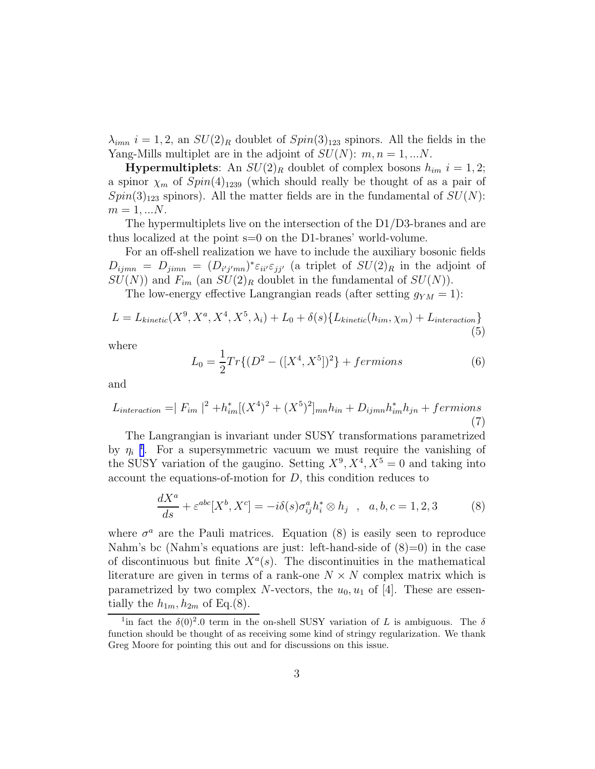$\lambda_{imn}$ $i = 1, 2$, an $SU(2)_R$ doublet of $Spin(3)_{123}$ spinors. All the fields in the Yang-Mills multiplet are in the adjoint of $SU(N)$: $m, n = 1, ...N$.

**Hypermultiplets**: An $SU(2)_R$ doublet of complex bosons $h_{im}$ $i = 1, 2$; a spinor $\chi_m$ of $Spin(4)_{1239}$ (which should really be thought of as a pair of $Spin(3)_{123}$ spinors). All the matter fields are in the fundamental of $SU(N)$: $m = 1, ...N$.

The hypermultiplets live on the intersection of the D1/D3-branes and are thus localized at the point s=0 on the D1-branes' world-volume.

For an off-shell realization we have to include the auxiliary bosonic fields $D_{ijmn} = D_{jimn} = (D_{i'j'mn})^* \varepsilon_{ii'} \varepsilon_{jj'}$ (a triplet of $SU(2)_R$ in the adjoint of $SU(N)$) and $F_{im}$ (an $SU(2)_R$ doublet in the fundamental of $SU(N)$).

The low-energy effective Langrangian reads (after setting $g_{YM} = 1$):

$$L = L_{kinetic}(X^9, X^a, X^4, X^5, \lambda_i) + L_0 + \delta(s)\{L_{kinetic}(h_{im}, \chi_m) + L_{interaction}\} \tag{5}$$

where

$$L_0 = \frac{1}{2} Tr\{(D^2 - ([X^4, X^5])^2\} + fermions \tag{6}$$

and

$$L_{interaction} = | F_{im} |^2 + h_{im}^* [(X^4)^2 + (X^5)^2]_{mn} h_{in} + D_{ijmn} h_{im}^* h_{jn} + fermions \tag{7}$$

The Langrangian is invariant under SUSY transformations parametrized by $\eta_i$ [1]. For a supersymmetric vacuum we must require the vanishing of the SUSY variation of the gaugino. Setting $X^9, X^4, X^5 = 0$ and taking into account the equations-of-motion for $D$, this condition reduces to

$$\frac{dX^a}{ds} + \varepsilon^{abc}[X^b, X^c] = -i\delta(s)\sigma^a_{ij} h^*_i \otimes h_j \quad , \quad a, b, c = 1, 2, 3 \tag{8}$$

where $\sigma^a$ are the Pauli matrices. Equation (8) is easily seen to reproduce Nahm's bc (Nahm's equations are just: left-hand-side of (8)=0) in the case of discontinuous but finite $X^a(s)$. The discontinuities in the mathematical literature are given in terms of a rank-one $N \times N$ complex matrix which is parametrized by two complex $N$-vectors, the $u_0, u_1$ of [4]. These are essentially the $h_{1m}, h_{2m}$ of Eq.(8).

[1] in fact the $\delta(0)^2.0$ term in the on-shell SUSY variation of $L$ is ambiguous. The $\delta$ function should be thought of as receiving some kind of stringy regularization. We thank Greg Moore for pointing this out and for discussions on this issue.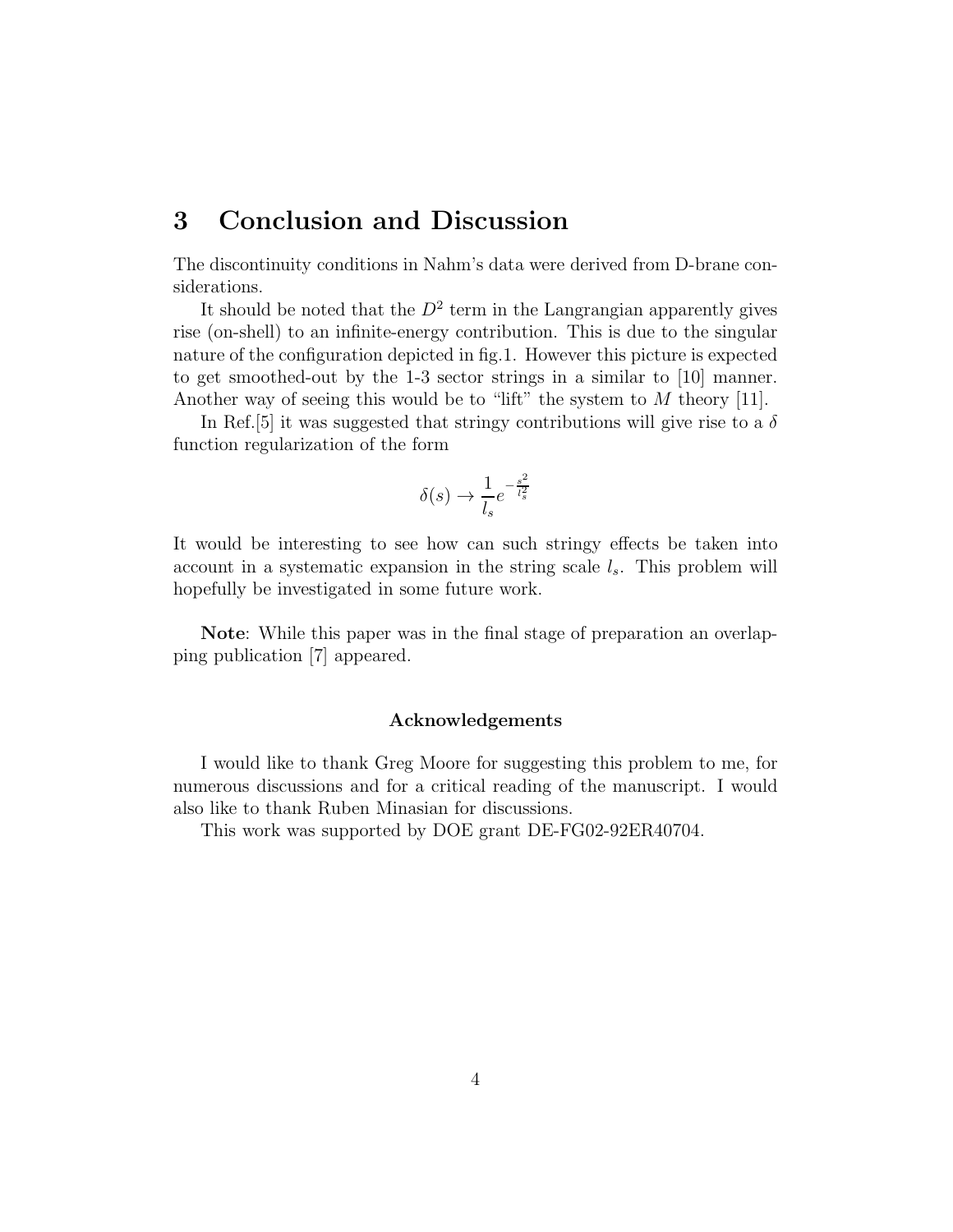## 3 Conclusion and Discussion

The discontinuity conditions in Nahm's data were derived from D-brane considerations.

It should be noted that the $D^2$ term in the Langrangian apparently gives rise (on-shell) to an infinite-energy contribution. This is due to the singular nature of the configuration depicted in fig.1. However this picture is expected to get smoothed-out by the 1-3 sector strings in a similar to [10] manner. Another way of seeing this would be to "lift" the system to $M$ theory [11].

In Ref.[5] it was suggested that stringy contributions will give rise to a $\delta$ function regularization of the form

$$\delta(s) \rightarrow \frac{1}{l_s} e^{-\frac{s^2}{l_s^2}}$$

It would be interesting to see how can such stringy effects be taken into account in a systematic expansion in the string scale $l_s$. This problem will hopefully be investigated in some future work.

**Note**: While this paper was in the final stage of preparation an overlapping publication [7] appeared.

### Acknowledgements

I would like to thank Greg Moore for suggesting this problem to me, for numerous discussions and for a critical reading of the manuscript. I would also like to thank Ruben Minasian for discussions.

This work was supported by DOE grant DE-FG02-92ER40704.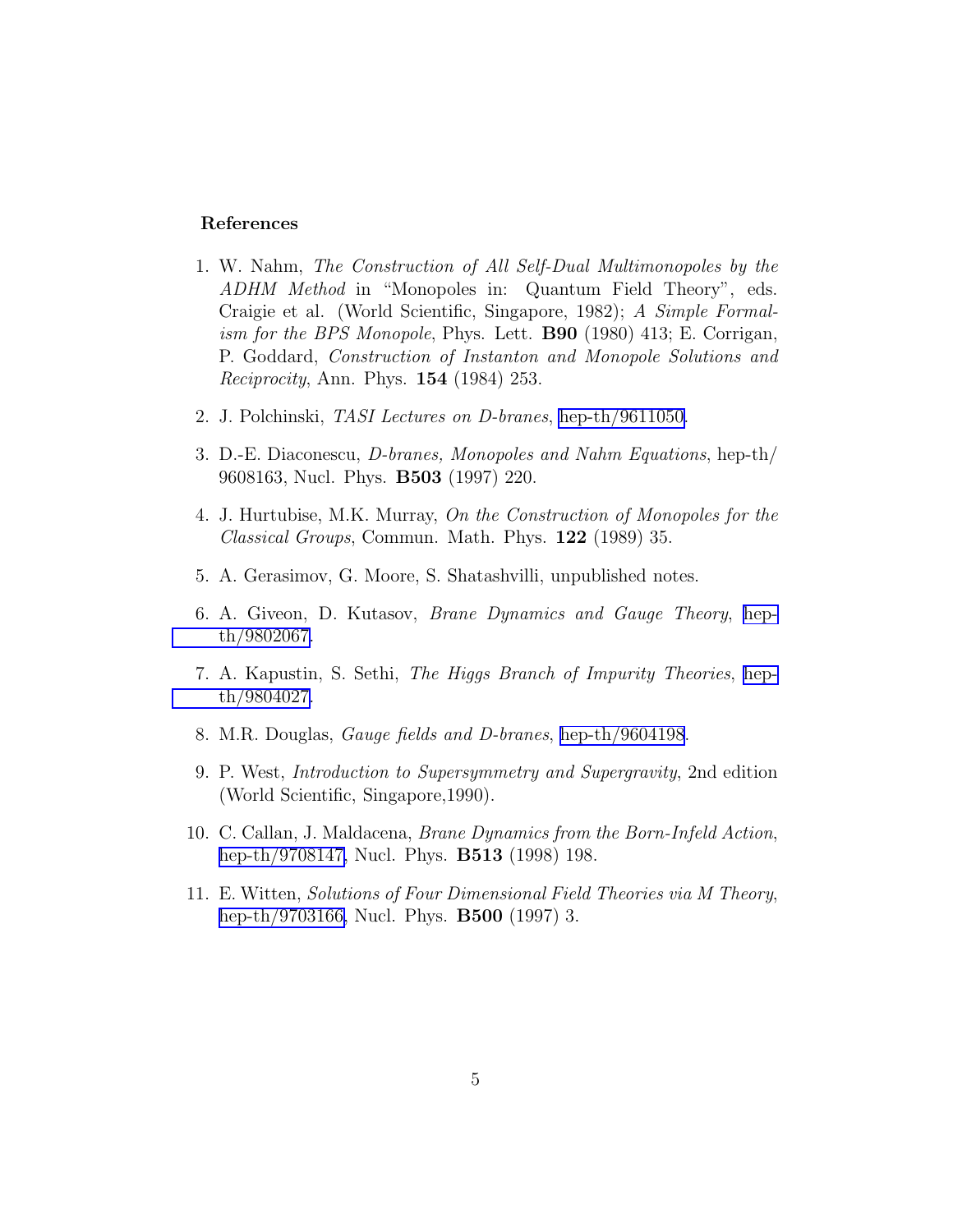## References

1. W. Nahm, *The Construction of All Self-Dual Multimonopoles by the ADHM Method* in "Monopoles in: Quantum Field Theory", eds. Craigie et al. (World Scientific, Singapore, 1982); *A Simple Formalism for the BPS Monopole*, Phys. Lett. **B90** (1980) 413; E. Corrigan, P. Goddard, *Construction of Instanton and Monopole Solutions and Reciprocity*, Ann. Phys. **154** (1984) 253.

2. J. Polchinski, *TASI Lectures on D-branes*, hep-th/9611050.

3. D.-E. Diaconescu, *D-branes, Monopoles and Nahm Equations*, hep-th/ 9608163, Nucl. Phys. **B503** (1997) 220.

4. J. Hurtubise, M.K. Murray, *On the Construction of Monopoles for the Classical Groups*, Commun. Math. Phys. **122** (1989) 35.

5. A. Gerasimov, G. Moore, S. Shatashvilli, unpublished notes.

6. A. Giveon, D. Kutasov, *Brane Dynamics and Gauge Theory*, hep-th/9802067.

7. A. Kapustin, S. Sethi, *The Higgs Branch of Impurity Theories*, hep-th/9804027.

8. M.R. Douglas, *Gauge fields and D-branes*, hep-th/9604198.

9. P. West, *Introduction to Supersymmetry and Supergravity*, 2nd edition (World Scientific, Singapore,1990).

10. C. Callan, J. Maldacena, *Brane Dynamics from the Born-Infeld Action*, hep-th/9708147, Nucl. Phys. **B513** (1998) 198.

11. E. Witten, *Solutions of Four Dimensional Field Theories via M Theory*, hep-th/9703166, Nucl. Phys. **B500** (1997) 3.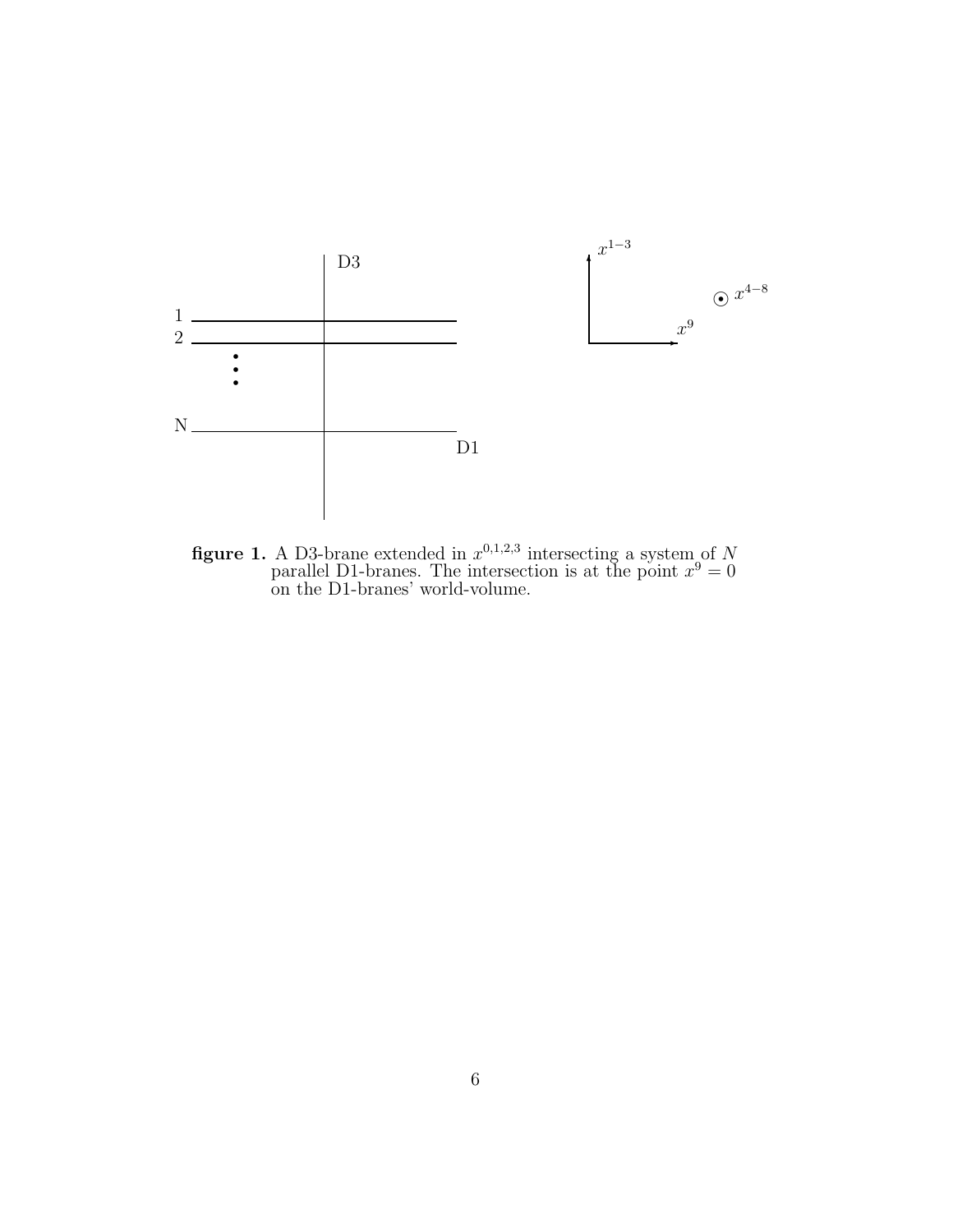D3

1

2

N

D1

$x^{1-3}$

$x^{4-8}$

$x^9$

**figure 1.** A D3-brane extended in $x^{0,1,2,3}$ intersecting a system of $N$ parallel D1-branes. The intersection is at the point $x^9 = 0$ on the D1-branes' world-volume.